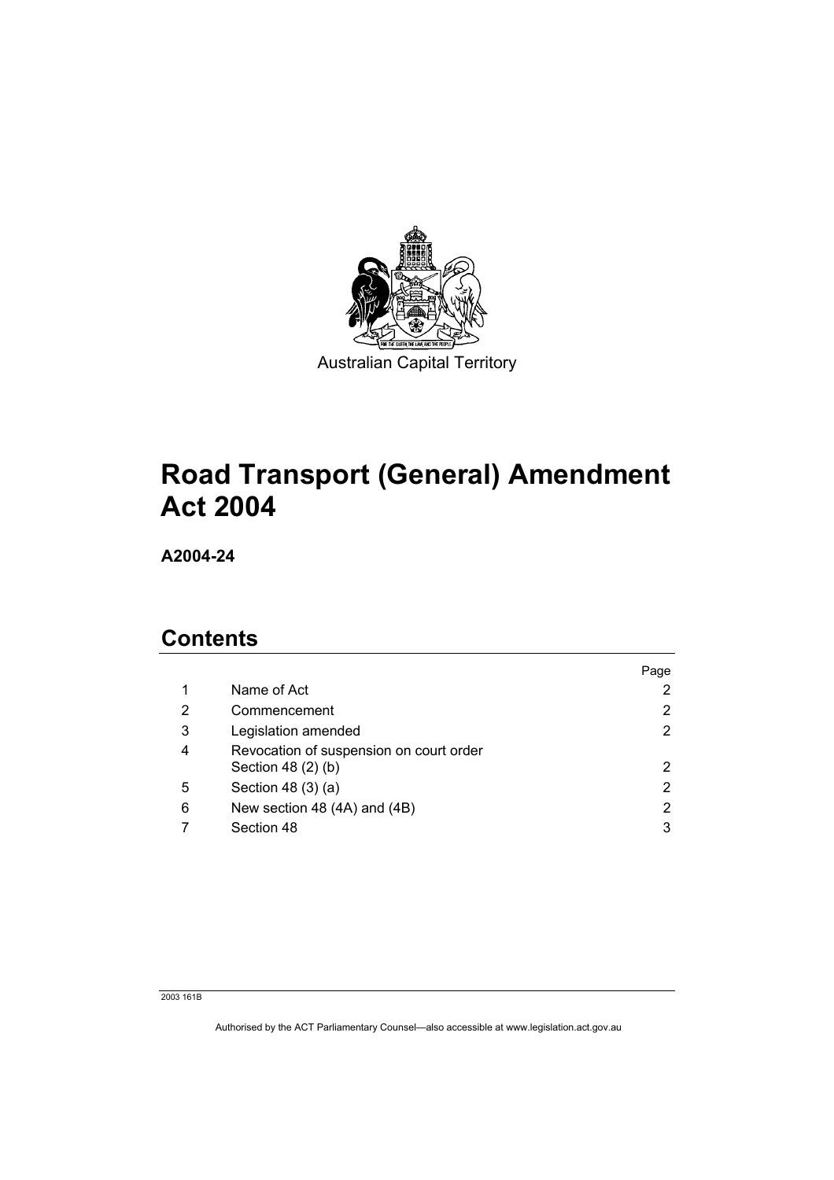Australian Capital Territory

# Road Transport (General) Amendment Act 2004

**A2004-24**

## Contents

| | | Page |
|---|---|---|
| 1 | Name of Act | 2 |
| 2 | Commencement | 2 |
| 3 | Legislation amended | 2 |
| 4 | Revocation of suspension on court order Section 48 (2) (b) | 2 |
| 5 | Section 48 (3) (a) | 2 |
| 6 | New section 48 (4A) and (4B) | 2 |
| 7 | Section 48 | 3 |

2003 161B

Authorised by the ACT Parliamentary Counsel—also accessible at www.legislation.act.gov.au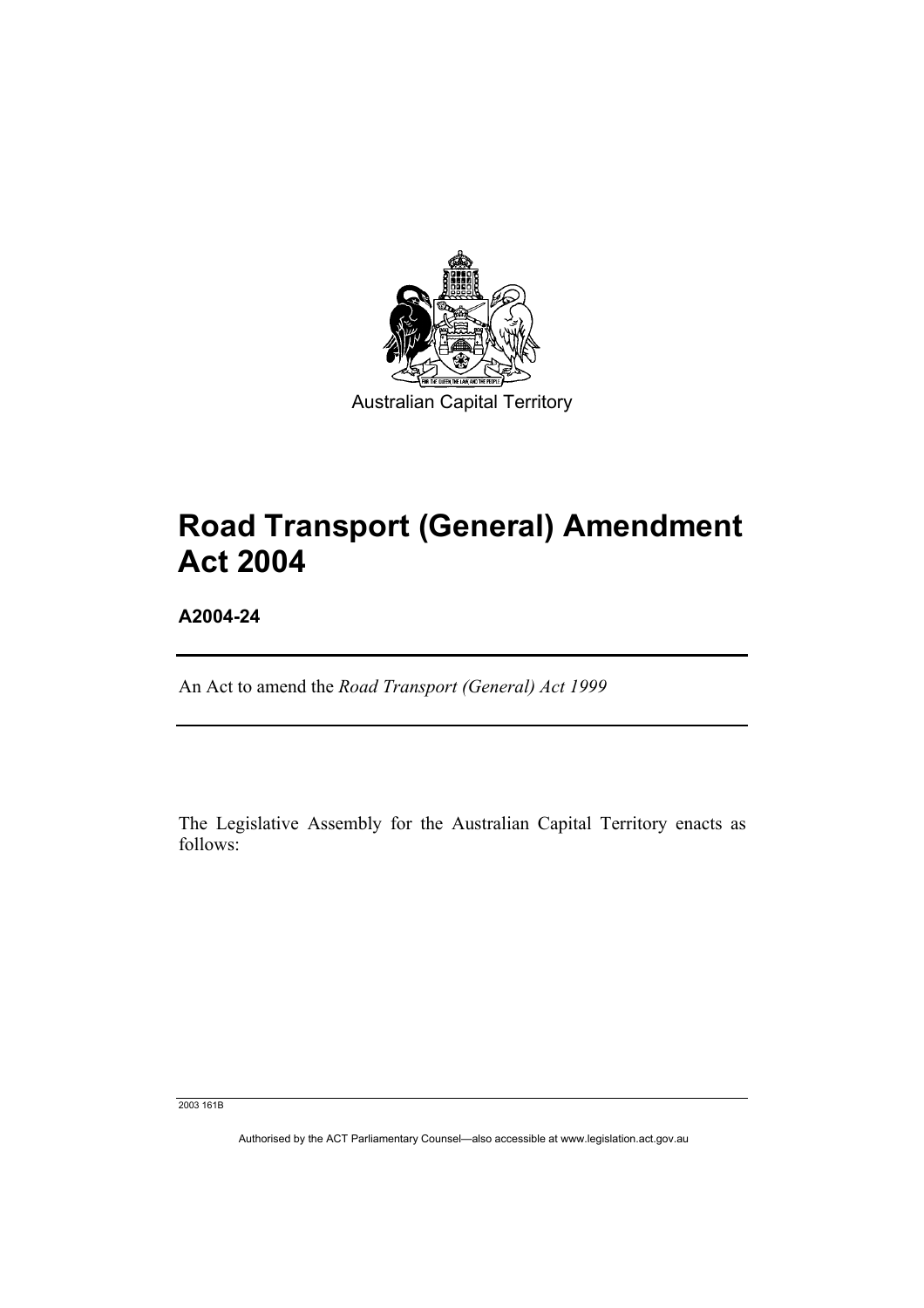Australian Capital Territory

# Road Transport (General) Amendment Act 2004

**A2004-24**

An Act to amend the *Road Transport (General) Act 1999*

The Legislative Assembly for the Australian Capital Territory enacts as follows: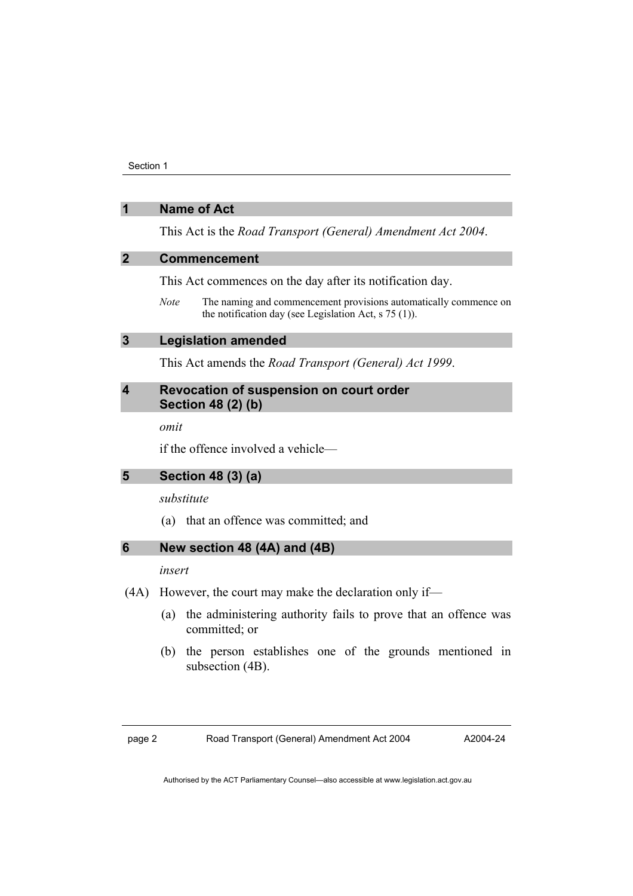## 1 Name of Act

This Act is the *Road Transport (General) Amendment Act 2004*.

## 2 Commencement

This Act commences on the day after its notification day.

*Note* The naming and commencement provisions automatically commence on the notification day (see Legislation Act, s 75 (1)).

## 3 Legislation amended

This Act amends the *Road Transport (General) Act 1999*.

## 4 Revocation of suspension on court order Section 48 (2) (b)

*omit*

if the offence involved a vehicle—

## 5 Section 48 (3) (a)

*substitute*

(a) that an offence was committed; and

## 6 New section 48 (4A) and (4B)

*insert*

(4A) However, the court may make the declaration only if—

(a) the administering authority fails to prove that an offence was committed; or

(b) the person establishes one of the grounds mentioned in subsection (4B).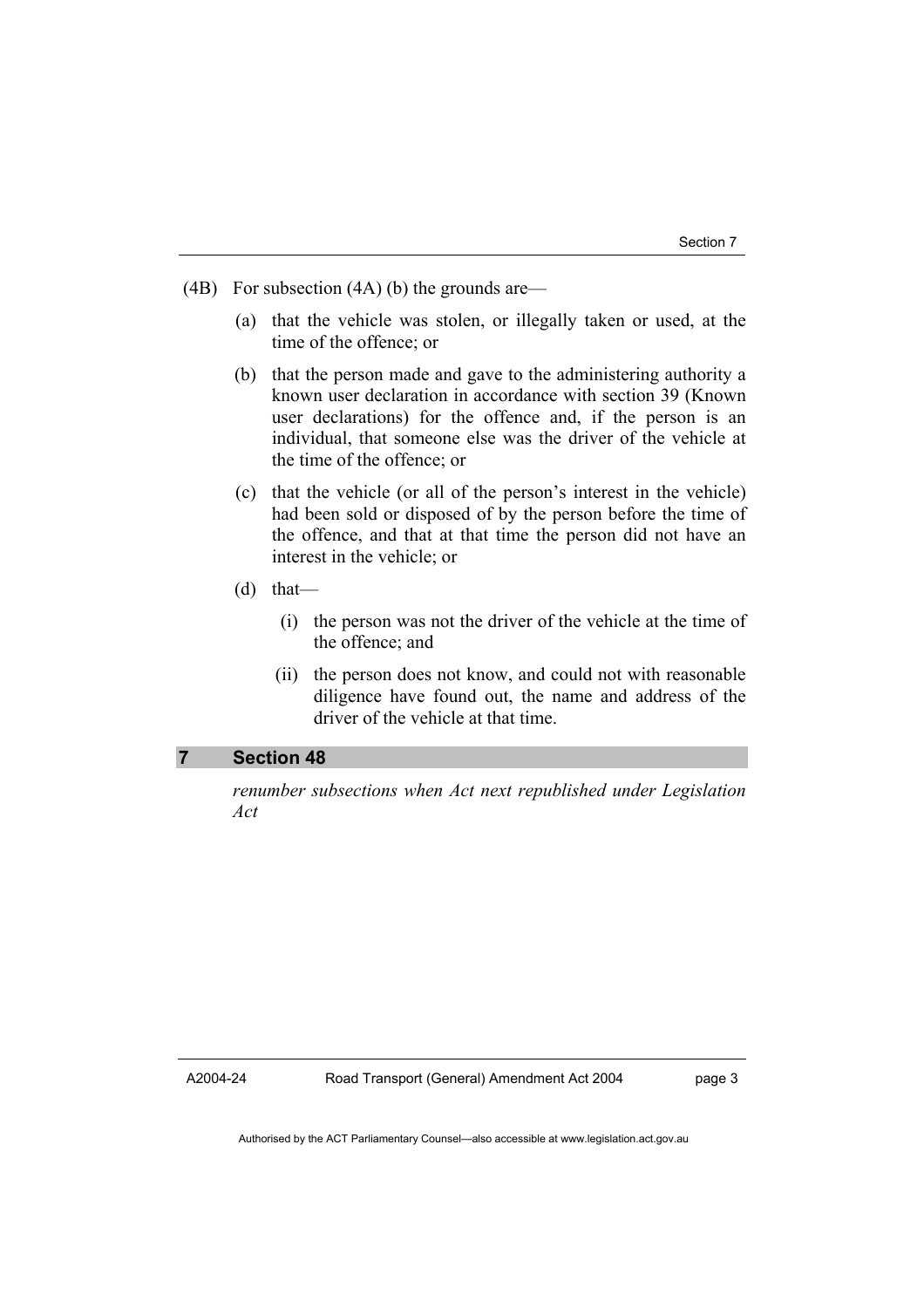(4B) For subsection (4A) (b) the grounds are—

(a) that the vehicle was stolen, or illegally taken or used, at the time of the offence; or

(b) that the person made and gave to the administering authority a known user declaration in accordance with section 39 (Known user declarations) for the offence and, if the person is an individual, that someone else was the driver of the vehicle at the time of the offence; or

(c) that the vehicle (or all of the person's interest in the vehicle) had been sold or disposed of by the person before the time of the offence, and that at that time the person did not have an interest in the vehicle; or

(d) that—

(i) the person was not the driver of the vehicle at the time of the offence; and

(ii) the person does not know, and could not with reasonable diligence have found out, the name and address of the driver of the vehicle at that time.

## 7 Section 48

*renumber subsections when Act next republished under Legislation Act*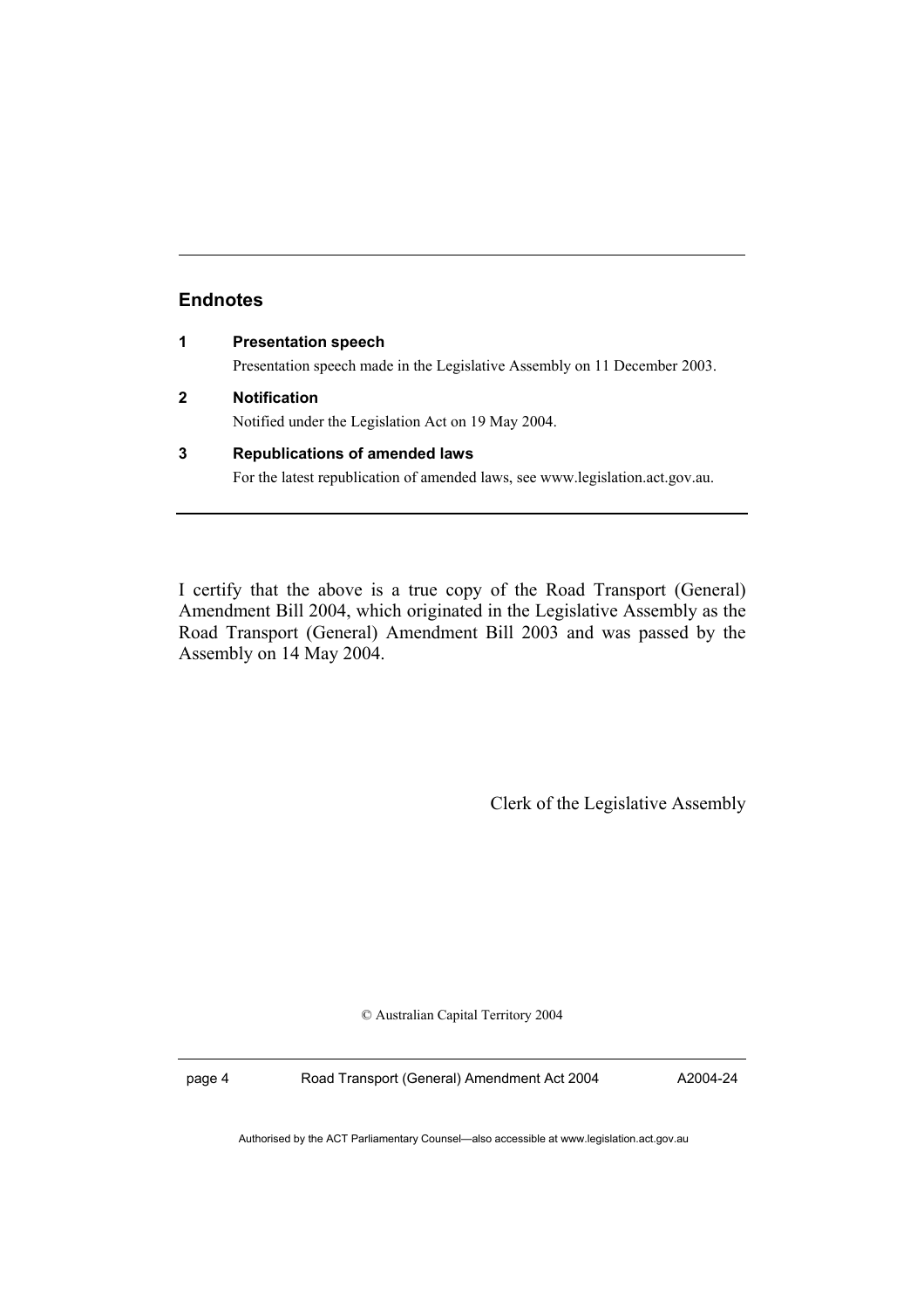## Endnotes

**1 Presentation speech**

Presentation speech made in the Legislative Assembly on 11 December 2003.

**2 Notification**

Notified under the Legislation Act on 19 May 2004.

**3 Republications of amended laws**

For the latest republication of amended laws, see www.legislation.act.gov.au.

---

I certify that the above is a true copy of the Road Transport (General) Amendment Bill 2004, which originated in the Legislative Assembly as the Road Transport (General) Amendment Bill 2003 and was passed by the Assembly on 14 May 2004.

Clerk of the Legislative Assembly

© Australian Capital Territory 2004